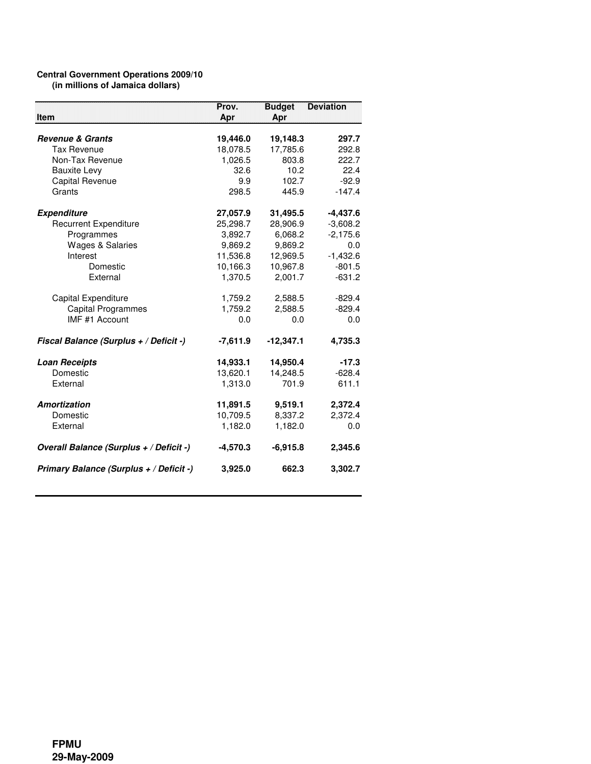**Central Government Operations 2009/10**
**(in millions of Jamaica dollars)**

| Item | Prov. Apr | Budget Apr | Deviation |
|---|---|---|---|
| ***Revenue & Grants*** | **19,446.0** | **19,148.3** | **297.7** |
| Tax Revenue | 18,078.5 | 17,785.6 | 292.8 |
| Non-Tax Revenue | 1,026.5 | 803.8 | 222.7 |
| Bauxite Levy | 32.6 | 10.2 | 22.4 |
| Capital Revenue | 9.9 | 102.7 | -92.9 |
| Grants | 298.5 | 445.9 | -147.4 |
| ***Expenditure*** | **27,057.9** | **31,495.5** | **-4,437.6** |
| Recurrent Expenditure | 25,298.7 | 28,906.9 | -3,608.2 |
| Programmes | 3,892.7 | 6,068.2 | -2,175.6 |
| Wages & Salaries | 9,869.2 | 9,869.2 | 0.0 |
| Interest | 11,536.8 | 12,969.5 | -1,432.6 |
| Domestic | 10,166.3 | 10,967.8 | -801.5 |
| External | 1,370.5 | 2,001.7 | -631.2 |
| Capital Expenditure | 1,759.2 | 2,588.5 | -829.4 |
| Capital Programmes | 1,759.2 | 2,588.5 | -829.4 |
| IMF #1 Account | 0.0 | 0.0 | 0.0 |
| ***Fiscal Balance (Surplus + / Deficit -)*** | **-7,611.9** | **-12,347.1** | **4,735.3** |
| ***Loan Receipts*** | **14,933.1** | **14,950.4** | **-17.3** |
| Domestic | 13,620.1 | 14,248.5 | -628.4 |
| External | 1,313.0 | 701.9 | 611.1 |
| ***Amortization*** | **11,891.5** | **9,519.1** | **2,372.4** |
| Domestic | 10,709.5 | 8,337.2 | 2,372.4 |
| External | 1,182.0 | 1,182.0 | 0.0 |
| ***Overall Balance (Surplus + / Deficit -)*** | **-4,570.3** | **-6,915.8** | **2,345.6** |
| ***Primary Balance (Surplus + / Deficit -)*** | **3,925.0** | **662.3** | **3,302.7** |

**FPMU**
**29-May-2009**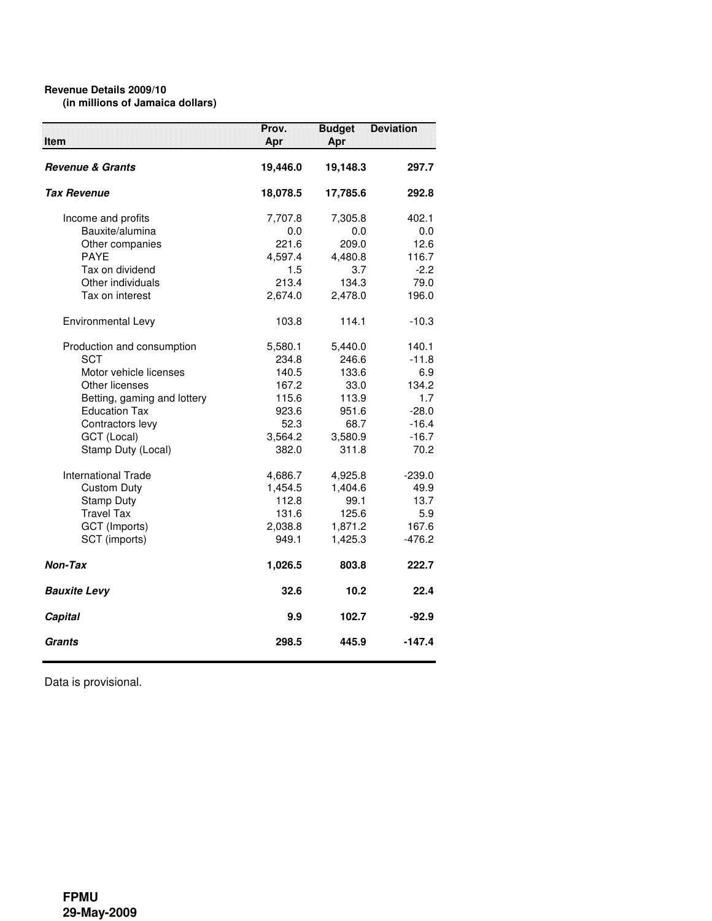**Revenue Details 2009/10**
**(in millions of Jamaica dollars)**

| Item | Prov. Apr | Budget Apr | Deviation |
|---|---|---|---|
| ***Revenue & Grants*** | **19,446.0** | **19,148.3** | **297.7** |
| ***Tax Revenue*** | **18,078.5** | **17,785.6** | **292.8** |
| Income and profits | 7,707.8 | 7,305.8 | 402.1 |
| Bauxite/alumina | 0.0 | 0.0 | 0.0 |
| Other companies | 221.6 | 209.0 | 12.6 |
| PAYE | 4,597.4 | 4,480.8 | 116.7 |
| Tax on dividend | 1.5 | 3.7 | -2.2 |
| Other individuals | 213.4 | 134.3 | 79.0 |
| Tax on interest | 2,674.0 | 2,478.0 | 196.0 |
| Environmental Levy | 103.8 | 114.1 | -10.3 |
| Production and consumption | 5,580.1 | 5,440.0 | 140.1 |
| SCT | 234.8 | 246.6 | -11.8 |
| Motor vehicle licenses | 140.5 | 133.6 | 6.9 |
| Other licenses | 167.2 | 33.0 | 134.2 |
| Betting, gaming and lottery | 115.6 | 113.9 | 1.7 |
| Education Tax | 923.6 | 951.6 | -28.0 |
| Contractors levy | 52.3 | 68.7 | -16.4 |
| GCT (Local) | 3,564.2 | 3,580.9 | -16.7 |
| Stamp Duty (Local) | 382.0 | 311.8 | 70.2 |
| International Trade | 4,686.7 | 4,925.8 | -239.0 |
| Custom Duty | 1,454.5 | 1,404.6 | 49.9 |
| Stamp Duty | 112.8 | 99.1 | 13.7 |
| Travel Tax | 131.6 | 125.6 | 5.9 |
| GCT (Imports) | 2,038.8 | 1,871.2 | 167.6 |
| SCT (imports) | 949.1 | 1,425.3 | -476.2 |
| ***Non-Tax*** | **1,026.5** | **803.8** | **222.7** |
| ***Bauxite Levy*** | **32.6** | **10.2** | **22.4** |
| ***Capital*** | **9.9** | **102.7** | **-92.9** |
| ***Grants*** | **298.5** | **445.9** | **-147.4** |

Data is provisional.

**FPMU**
**29-May-2009**